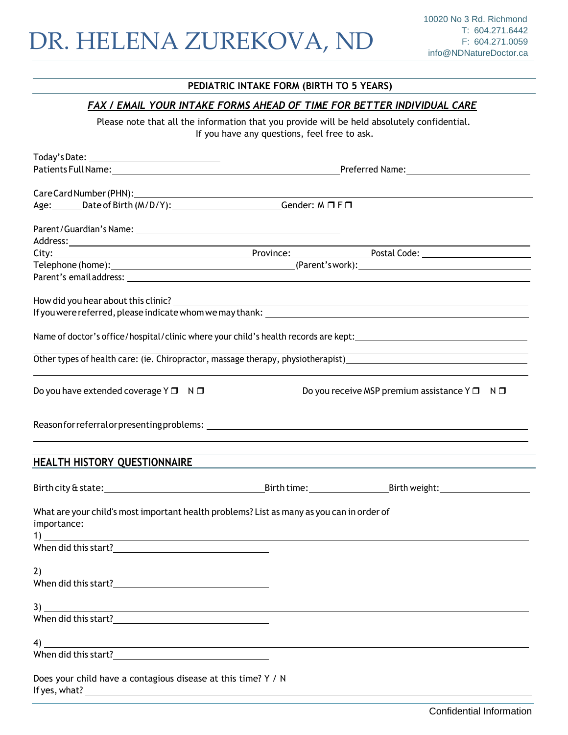# DR. HELENA ZUREKOVA, ND

10020 No 3 Rd. Richmond
T: 604.271.6442
F: 604.271.0059
info@NDNatureDoctor.ca

**PEDIATRIC INTAKE FORM (BIRTH TO 5 YEARS)**

***FAX / EMAIL YOUR INTAKE FORMS AHEAD OF TIME FOR BETTER INDIVIDUAL CARE***

Please note that all the information that you provide will be held absolutely confidential.
If you have any questions, feel free to ask.

Today's Date: ____________________

Patients Full Name: ____________________ Preferred Name: ____________________

Care Card Number (PHN): ____________________

Age: ______ Date of Birth (M/D/Y): ____________________ Gender: M ❐ F ❐

Parent/Guardian's Name: ____________________

Address: ____________________

City: ____________________ Province: ____________________ Postal Code: ____________________

Telephone (home): ____________________ (Parent's work): ____________________

Parent's email address: ____________________

How did you hear about this clinic? ____________________

If you were referred, please indicate whom we may thank: ____________________

Name of doctor's office/hospital/clinic where your child's health records are kept: ____________________

Other types of health care: (ie. Chiropractor, massage therapy, physiotherapist) ____________________

Do you have extended coverage Y ❐ N ❐

Do you receive MSP premium assistance Y ❐ N ❐

Reason for referral or presenting problems: ____________________

## HEALTH HISTORY QUESTIONNAIRE

Birth city & state: ____________________ Birth time: ____________________ Birth weight: ____________________

What are your child's most important health problems? List as many as you can in order of importance:

1) ____________________
When did this start? ____________________

2) ____________________
When did this start? ____________________

3) ____________________
When did this start? ____________________

4) ____________________
When did this start? ____________________

Does your child have a contagious disease at this time? Y / N
If yes, what? ____________________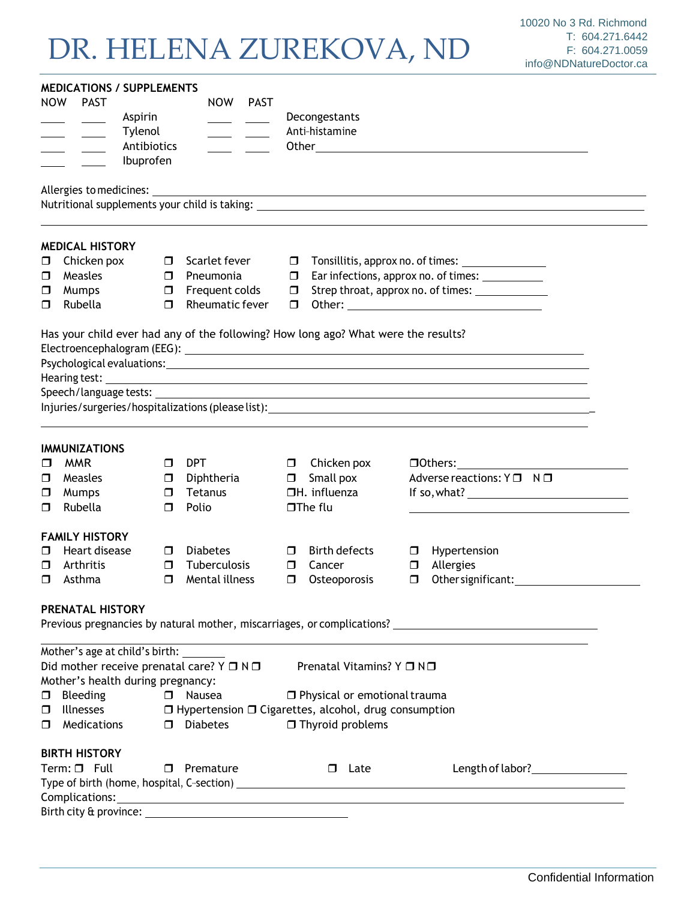# DR. HELENA ZUREKOVA, ND

10020 No 3 Rd. Richmond
T: 604.271.6442
F: 604.271.0059
info@NDNatureDoctor.ca

## MEDICATIONS / SUPPLEMENTS

| NOW | PAST | | NOW | PAST | |
|---|---|---|---|---|---|
| ____ | ____ | Aspirin | ____ | ____ | Decongestants |
| ____ | ____ | Tylenol | ____ | ____ | Anti-histamine |
| ____ | ____ | Antibiotics | ____ | ____ | Other________________________ |
| ____ | ____ | Ibuprofen | | | |

Allergies to medicines: ____________________________________________

Nutritional supplements your child is taking: ____________________________________________

____________________________________________

## MEDICAL HISTORY

- ❒ Chicken pox
- ❒ Measles
- ❒ Mumps
- ❒ Rubella
- ❒ Scarlet fever
- ❒ Pneumonia
- ❒ Frequent colds
- ❒ Rheumatic fever
- ❒ Tonsillitis, approx no. of times: ____________
- ❒ Ear infections, approx no. of times: __________
- ❒ Strep throat, approx no. of times: ___________
- ❒ Other: ________________________

Has your child ever had any of the following? How long ago? What were the results?

Electroencephalogram (EEG): ____________________________________________

Psychological evaluations: ____________________________________________

Hearing test: ____________________________________________

Speech/language tests: ____________________________________________

Injuries/surgeries/hospitalizations (please list): ____________________________________________

____________________________________________

## IMMUNIZATIONS

- ❒ MMR
- ❒ Measles
- ❒ Mumps
- ❒ Rubella
- ❒ DPT
- ❒ Diphtheria
- ❒ Tetanus
- ❒ Polio
- ❒ Chicken pox
- ❒ Small pox
- ❒ H. influenza
- ❒ The flu
- ❒ Others: ____________________

Adverse reactions: Y ❒ N ❒

If so, what? ____________________

____________________

## FAMILY HISTORY

- ❒ Heart disease
- ❒ Arthritis
- ❒ Asthma
- ❒ Diabetes
- ❒ Tuberculosis
- ❒ Mental illness
- ❒ Birth defects
- ❒ Cancer
- ❒ Osteoporosis
- ❒ Hypertension
- ❒ Allergies
- ❒ Other significant: ____________________

## PRENATAL HISTORY

Previous pregnancies by natural mother, miscarriages, or complications? ____________________________________________

____________________________________________

Mother's age at child's birth: _______

Did mother receive prenatal care? Y ❒ N ❒ Prenatal Vitamins? Y ❒ N ❒

Mother's health during pregnancy:

- ❒ Bleeding
- ❒ Illnesses
- ❒ Medications
- ❒ Nausea
- ❒ Hypertension
- ❒ Diabetes
- ❒ Physical or emotional trauma
- ❒ Cigarettes, alcohol, drug consumption
- ❒ Thyroid problems

## BIRTH HISTORY

Term: ❒ Full ❒ Premature ❒ Late Length of labor? ______________

Type of birth (home, hospital, C-section) ____________________________________________

Complications: ____________________________________________

Birth city & province: ________________________

Confidential Information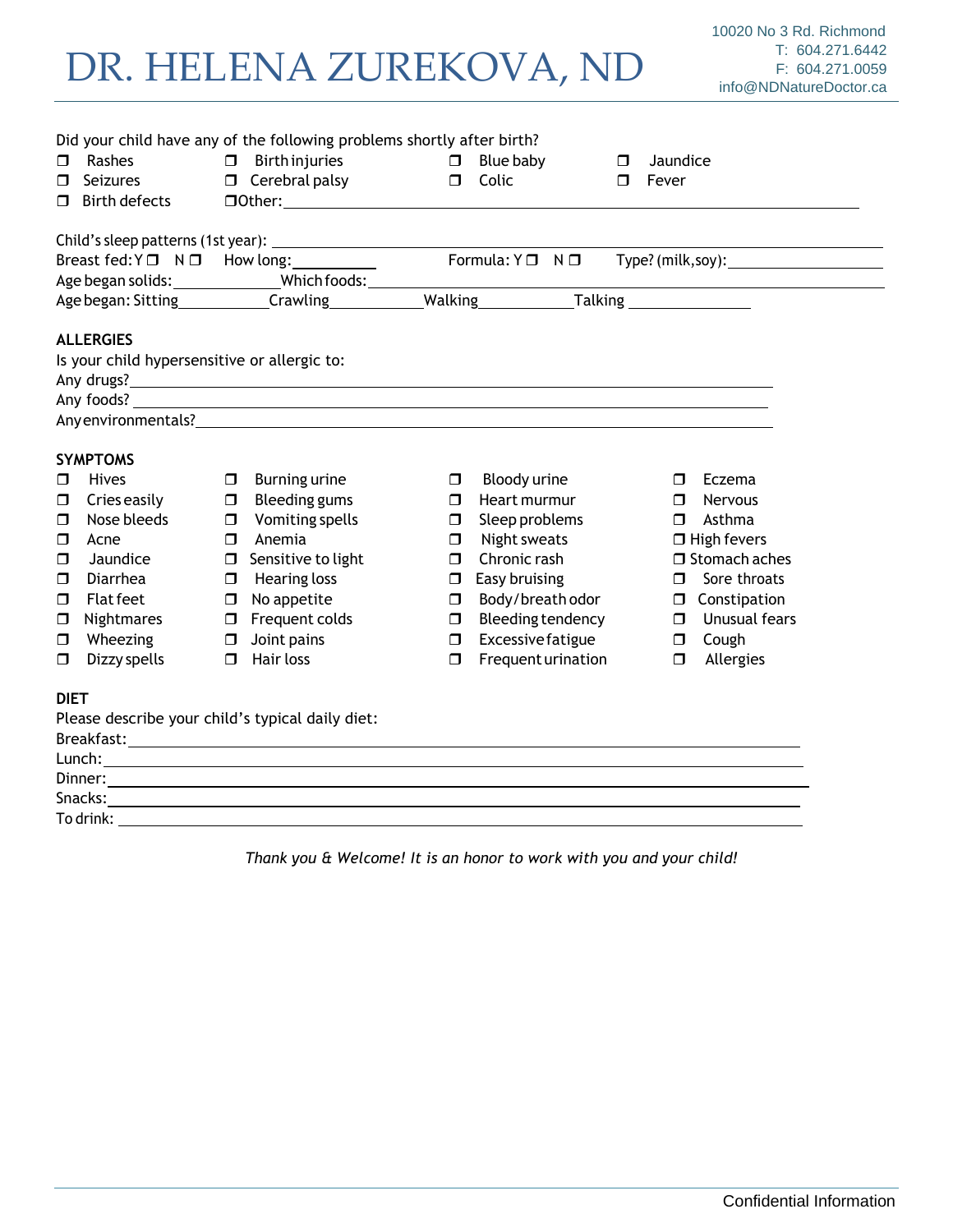# DR. HELENA ZUREKOVA, ND

10020 No 3 Rd. Richmond
T: 604.271.6442
F: 604.271.0059
info@NDNatureDoctor.ca

Did your child have any of the following problems shortly after birth?

- ❐ Rashes
- ❐ Birth injuries
- ❐ Blue baby
- ❐ Jaundice
- ❐ Seizures
- ❐ Cerebral palsy
- ❐ Colic
- ❐ Fever
- ❐ Birth defects
- ❐ Other: ______________________________

Child's sleep patterns (1st year): ______________________________

Breast fed: Y ❐ N ❐ How long: __________ Formula: Y ❐ N ❐ Type? (milk, soy): __________

Age began solids: __________ Which foods: ______________________________

Age began: Sitting __________ Crawling __________ Walking __________ Talking __________

**ALLERGIES**

Is your child hypersensitive or allergic to:

Any drugs? ______________________________

Any foods? ______________________________

Any environmentals? ______________________________

**SYMPTOMS**

- ❐ Hives
- ❐ Cries easily
- ❐ Nose bleeds
- ❐ Acne
- ❐ Jaundice
- ❐ Diarrhea
- ❐ Flat feet
- ❐ Nightmares
- ❐ Wheezing
- ❐ Dizzy spells
- ❐ Burning urine
- ❐ Bleeding gums
- ❐ Vomiting spells
- ❐ Anemia
- ❐ Sensitive to light
- ❐ Hearing loss
- ❐ No appetite
- ❐ Frequent colds
- ❐ Joint pains
- ❐ Hair loss
- ❐ Bloody urine
- ❐ Heart murmur
- ❐ Sleep problems
- ❐ Night sweats
- ❐ Chronic rash
- ❐ Easy bruising
- ❐ Body/breath odor
- ❐ Bleeding tendency
- ❐ Excessive fatigue
- ❐ Frequent urination
- ❐ Eczema
- ❐ Nervous
- ❐ Asthma
- ❐ High fevers
- ❐ Stomach aches
- ❐ Sore throats
- ❐ Constipation
- ❐ Unusual fears
- ❐ Cough
- ❐ Allergies

**DIET**

Please describe your child's typical daily diet:

Breakfast: ______________________________

Lunch: ______________________________

Dinner: ______________________________

Snacks: ______________________________

To drink: ______________________________

*Thank you & Welcome! It is an honor to work with you and your child!*

Confidential Information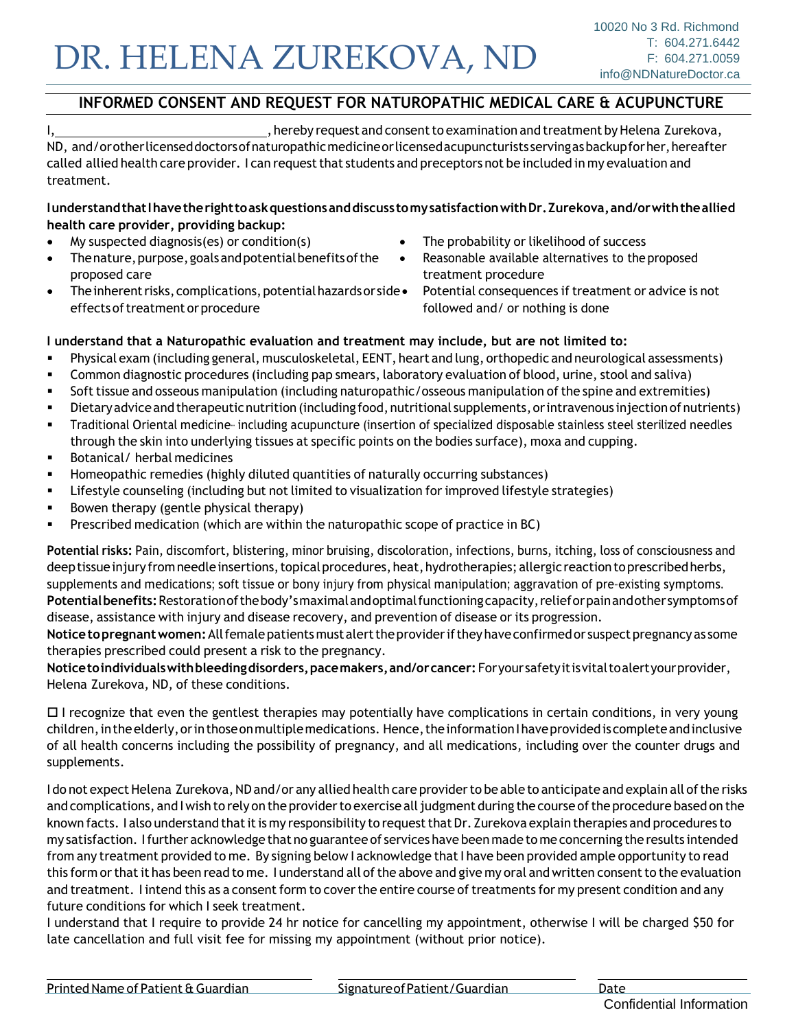# DR. HELENA ZUREKOVA, ND

10020 No 3 Rd. Richmond
T: 604.271.6442
F: 604.271.0059
info@NDNatureDoctor.ca

## INFORMED CONSENT AND REQUEST FOR NATUROPATHIC MEDICAL CARE & ACUPUNCTURE

I,______________________________, hereby request and consent to examination and treatment by Helena Zurekova, ND, and/or other licensed doctors of naturopathic medicine or licensed acupuncturists serving as backup for her, hereafter called allied health care provider. I can request that students and preceptors not be included in my evaluation and treatment.

**I understand that I have the right to ask questions and discuss to my satisfaction with Dr. Zurekova, and/or with the allied health care provider, providing backup:**

- My suspected diagnosis(es) or condition(s)
- The nature, purpose, goals and potential benefits of the proposed care
- The inherent risks, complications, potential hazards or side effects of treatment or procedure
- The probability or likelihood of success
- Reasonable available alternatives to the proposed treatment procedure
- Potential consequences if treatment or advice is not followed and/ or nothing is done

**I understand that a Naturopathic evaluation and treatment may include, but are not limited to:**

- Physical exam (including general, musculoskeletal, EENT, heart and lung, orthopedic and neurological assessments)
- Common diagnostic procedures (including pap smears, laboratory evaluation of blood, urine, stool and saliva)
- Soft tissue and osseous manipulation (including naturopathic/osseous manipulation of the spine and extremities)
- Dietary advice and therapeutic nutrition (including food, nutritional supplements, or intravenous injection of nutrients)
- Traditional Oriental medicine- including acupuncture (insertion of specialized disposable stainless steel sterilized needles through the skin into underlying tissues at specific points on the bodies surface), moxa and cupping.
- Botanical/ herbal medicines
- Homeopathic remedies (highly diluted quantities of naturally occurring substances)
- Lifestyle counseling (including but not limited to visualization for improved lifestyle strategies)
- Bowen therapy (gentle physical therapy)
- Prescribed medication (which are within the naturopathic scope of practice in BC)

**Potential risks:** Pain, discomfort, blistering, minor bruising, discoloration, infections, burns, itching, loss of consciousness and deep tissue injury from needle insertions, topical procedures, heat, hydrotherapies; allergic reaction to prescribed herbs, supplements and medications; soft tissue or bony injury from physical manipulation; aggravation of pre-existing symptoms.
**Potential benefits:** Restoration of the body's maximal and optimal functioning capacity, relief or pain and other symptoms of disease, assistance with injury and disease recovery, and prevention of disease or its progression.
**Notice to pregnant women:** All female patients must alert the provider if they have confirmed or suspect pregnancy as some therapies prescribed could present a risk to the pregnancy.
**Notice to individuals with bleeding disorders, pacemakers, and/or cancer:** For your safety it is vital to alert your provider, Helena Zurekova, ND, of these conditions.

☐ I recognize that even the gentlest therapies may potentially have complications in certain conditions, in very young children, in the elderly, or in those on multiple medications. Hence, the information I have provided is complete and inclusive of all health concerns including the possibility of pregnancy, and all medications, including over the counter drugs and supplements.

I do not expect Helena Zurekova, ND and/or any allied health care provider to be able to anticipate and explain all of the risks and complications, and I wish to rely on the provider to exercise all judgment during the course of the procedure based on the known facts. I also understand that it is my responsibility to request that Dr. Zurekova explain therapies and procedures to my satisfaction. I further acknowledge that no guarantee of services have been made to me concerning the results intended from any treatment provided to me. By signing below I acknowledge that I have been provided ample opportunity to read this form or that it has been read to me. I understand all of the above and give my oral and written consent to the evaluation and treatment. I intend this as a consent form to cover the entire course of treatments for my present condition and any future conditions for which I seek treatment.
I understand that I require to provide 24 hr notice for cancelling my appointment, otherwise I will be charged $50 for late cancellation and full visit fee for missing my appointment (without prior notice).

______________________________ ______________________________ ______________
Printed Name of Patient & Guardian | Signature of Patient/Guardian | Date

Confidential Information